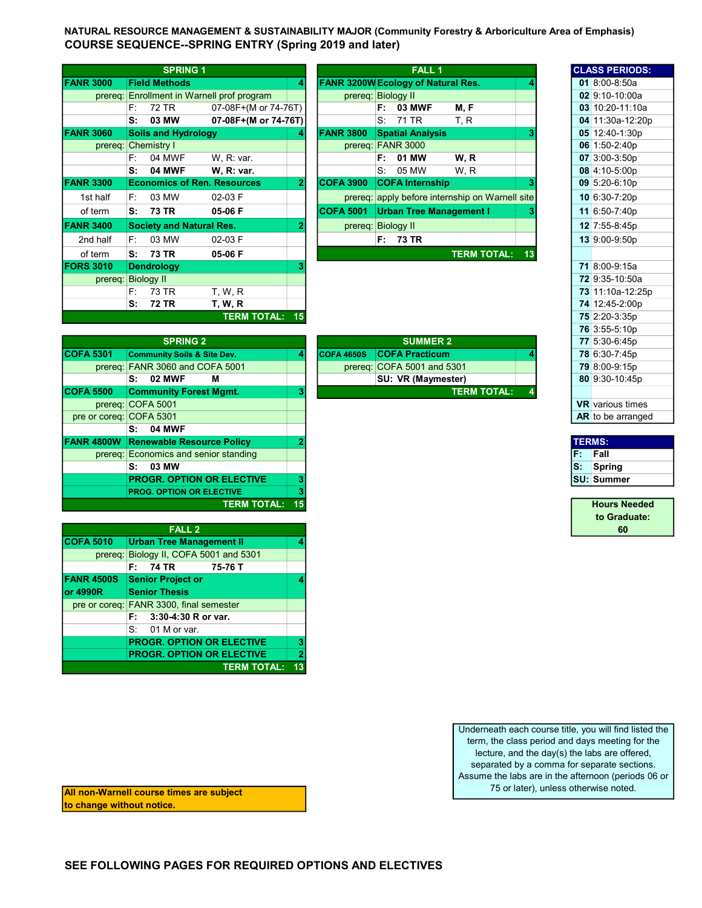**NATURAL RESOURCE MANAGEMENT & SUSTAINABILITY MAJOR (Community Forestry & Arboriculture Area of Emphasis)**

## COURSE SEQUENCE--SPRING ENTRY (Spring 2019 and later)

| SPRING 1 | | | |
|---|---|---|---|
| FANR 3000 | Field Methods | | 4 |
| prereq: | Enrollment in Warnell prof program | | |
| | F: 72 TR | 07-08F+(M or 74-76T) | |
| | **S: 03 MW** | **07-08F+(M or 74-76T)** | |
| FANR 3060 | Soils and Hydrology | | 4 |
| prereq: | Chemistry I | | |
| | F: 04 MWF | W, R: var. | |
| | **S: 04 MWF** | **W, R: var.** | |
| FANR 3300 | Economics of Ren. Resources | | 2 |
| 1st half | F: 03 MW | 02-03 F | |
| of term | **S: 73 TR** | **05-06 F** | |
| FANR 3400 | Society and Natural Res. | | 2 |
| 2nd half | F: 03 MW | 02-03 F | |
| of term | **S: 73 TR** | **05-06 F** | |
| FORS 3010 | Dendrology | | 3 |
| prereq: | Biology II | | |
| | F: 73 TR | T, W, R | |
| | **S: 72 TR** | **T, W, R** | |
| | | TERM TOTAL: | 15 |

| FALL 1 | | | |
|---|---|---|---|
| FANR 3200W | Ecology of Natural Res. | | 4 |
| prereq: | Biology II | | |
| | **F: 03 MWF** | **M, F** | |
| | S: 71 TR | T, R | |
| FANR 3800 | Spatial Analysis | | 3 |
| prereq: | FANR 3000 | | |
| | **F: 01 MW** | **W, R** | |
| | S: 05 MW | W, R | |
| COFA 3900 | COFA Internship | | 3 |
| prereq: | apply before internship on Warnell site | | |
| COFA 5001 | Urban Tree Management I | | 3 |
| prereq: | Biology II | | |
| | **F: 73 TR** | | |
| | | TERM TOTAL: | 13 |

| SPRING 2 | | | |
|---|---|---|---|
| COFA 5301 | Community Soils & Site Dev. | | 4 |
| prereq: | FANR 3060 and COFA 5001 | | |
| | **S: 02 MWF** | **M** | |
| COFA 5500 | Community Forest Mgmt. | | 3 |
| prereq: | COFA 5001 | | |
| pre or coreq: | COFA 5301 | | |
| | **S: 04 MWF** | | |
| FANR 4800W | Renewable Resource Policy | | 2 |
| prereq: | Economics and senior standing | | |
| | **S: 03 MW** | | |
| | PROGR. OPTION OR ELECTIVE | | 3 |
| | PROG. OPTION OR ELECTIVE | | 3 |
| | | TERM TOTAL: | 15 |

| SUMMER 2 | | | |
|---|---|---|---|
| COFA 4650S | COFA Practicum | | 4 |
| prereq: | COFA 5001 and 5301 | | |
| | **SU: VR (Maymester)** | | |
| | | TERM TOTAL: | 4 |

| FALL 2 | | | |
|---|---|---|---|
| COFA 5010 | Urban Tree Management II | | 4 |
| prereq: | Biology II, COFA 5001 and 5301 | | |
| | **F: 74 TR** | **75-76 T** | |
| FANR 4500S or 4990R | Senior Project or Senior Thesis | | 4 |
| pre or coreq: | FANR 3300, final semester | | |
| | **F: 3:30-4:30 R or var.** | | |
| | S: 01 M or var. | | |
| | PROGR. OPTION OR ELECTIVE | | 3 |
| | PROGR. OPTION OR ELECTIVE | | 2 |
| | | TERM TOTAL: | 13 |

| CLASS PERIODS: | |
|---|---|
| 01 | 8:00-8:50a |
| 02 | 9:10-10:00a |
| 03 | 10:20-11:10a |
| 04 | 11:30a-12:20p |
| 05 | 12:40-1:30p |
| 06 | 1:50-2:40p |
| 07 | 3:00-3:50p |
| 08 | 4:10-5:00p |
| 09 | 5:20-6:10p |
| 10 | 6:30-7:20p |
| 11 | 6:50-7:40p |
| 12 | 7:55-8:45p |
| 13 | 9:00-9:50p |
| 71 | 8:00-9:15a |
| 72 | 9:35-10:50a |
| 73 | 11:10a-12:25p |
| 74 | 12:45-2:00p |
| 75 | 2:20-3:35p |
| 76 | 3:55-5:10p |
| 77 | 5:30-6:45p |
| 78 | 6:30-7:45p |
| 79 | 8:00-9:15p |
| 80 | 9:30-10:45p |
| VR | various times |
| AR | to be arranged |

| TERMS: | |
|---|---|
| F: | Fall |
| S: | Spring |
| SU: | Summer |

**Hours Needed to Graduate: 60**

Underneath each course title, you will find listed the term, the class period and days meeting for the lecture, and the day(s) the labs are offered, separated by a comma for separate sections. Assume the labs are in the afternoon (periods 06 or 75 or later), unless otherwise noted.

**All non-Warnell course times are subject to change without notice.**

**SEE FOLLOWING PAGES FOR REQUIRED OPTIONS AND ELECTIVES**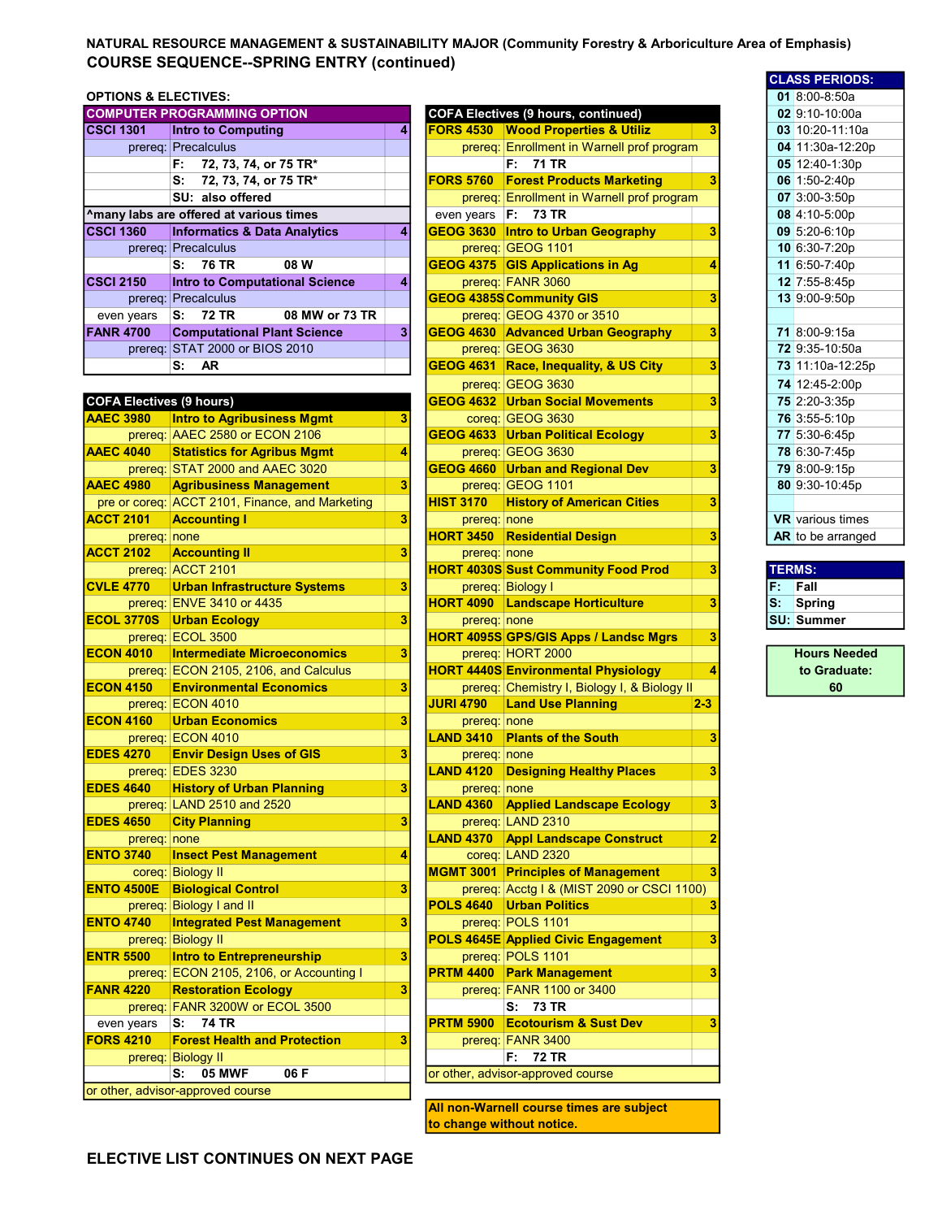# NATURAL RESOURCE MANAGEMENT & SUSTAINABILITY MAJOR (Community Forestry & Arboriculture Area of Emphasis)

## COURSE SEQUENCE--SPRING ENTRY (continued)

### OPTIONS & ELECTIVES:

| COMPUTER PROGRAMMING OPTION | | |
|---|---|---|
| CSCI 1301 | Intro to Computing | 4 |
| prereq: | Precalculus | |
| | F: 72, 73, 74, or 75 TR* | |
| | S: 72, 73, 74, or 75 TR* | |
| | SU: also offered | |
| ^many labs are offered at various times | | |
| CSCI 1360 | Informatics & Data Analytics | 4 |
| prereq: | Precalculus | |
| | S: 76 TR 08 W | |
| CSCI 2150 | Intro to Computational Science | 4 |
| prereq: | Precalculus | |
| even years | S: 72 TR 08 MW or 73 TR | |
| FANR 4700 | Computational Plant Science | 3 |
| prereq: | STAT 2000 or BIOS 2010 | |
| | S: AR | |

| COFA Electives (9 hours) | | |
|---|---|---|
| AAEC 3980 | Intro to Agribusiness Mgmt | 3 |
| prereq: | AAEC 2580 or ECON 2106 | |
| AAEC 4040 | Statistics for Agribus Mgmt | 4 |
| prereq: | STAT 2000 and AAEC 3020 | |
| AAEC 4980 | Agribusiness Management | 3 |
| pre or coreq: | ACCT 2101, Finance, and Marketing | |
| ACCT 2101 | Accounting I | 3 |
| prereq: | none | |
| ACCT 2102 | Accounting II | 3 |
| prereq: | ACCT 2101 | |
| CVLE 4770 | Urban Infrastructure Systems | 3 |
| prereq: | ENVE 3410 or 4435 | |
| ECOL 3770S | Urban Ecology | 3 |
| prereq: | ECOL 3500 | |
| ECON 4010 | Intermediate Microeconomics | 3 |
| prereq: | ECON 2105, 2106, and Calculus | |
| ECON 4150 | Environmental Economics | 3 |
| prereq: | ECON 4010 | |
| ECON 4160 | Urban Economics | 3 |
| prereq: | ECON 4010 | |
| EDES 4270 | Envir Design Uses of GIS | 3 |
| prereq: | EDES 3230 | |
| EDES 4640 | History of Urban Planning | 3 |
| prereq: | LAND 2510 and 2520 | |
| EDES 4650 | City Planning | 3 |
| prereq: | none | |
| ENTO 3740 | Insect Pest Management | 4 |
| coreq: | Biology II | |
| ENTO 4500E | Biological Control | 3 |
| prereq: | Biology I and II | |
| ENTO 4740 | Integrated Pest Management | 3 |
| prereq: | Biology II | |
| ENTR 5500 | Intro to Entrepreneurship | 3 |
| prereq: | ECON 2105, 2106, or Accounting I | |
| FANR 4220 | Restoration Ecology | 3 |
| prereq: | FANR 3200W or ECOL 3500 | |
| even years | S: 74 TR | |
| FORS 4210 | Forest Health and Protection | 3 |
| prereq: | Biology II | |
| | S: 05 MWF 06 F | |
| or other, advisor-approved course | | |

| COFA Electives (9 hours, continued) | | |
|---|---|---|
| FORS 4530 | Wood Properties & Utiliz | 3 |
| prereq: | Enrollment in Warnell prof program | |
| | F: 71 TR | |
| FORS 5760 | Forest Products Marketing | 3 |
| prereq: | Enrollment in Warnell prof program | |
| even years | F: 73 TR | |
| GEOG 3630 | Intro to Urban Geography | 3 |
| prereq: | GEOG 1101 | |
| GEOG 4375 | GIS Applications in Ag | 4 |
| prereq: | FANR 3060 | |
| GEOG 4385S | Community GIS | 3 |
| prereq: | GEOG 4370 or 3510 | |
| GEOG 4630 | Advanced Urban Geography | 3 |
| prereq: | GEOG 3630 | |
| GEOG 4631 | Race, Inequality, & US City | 3 |
| prereq: | GEOG 3630 | |
| GEOG 4632 | Urban Social Movements | 3 |
| coreq: | GEOG 3630 | |
| GEOG 4633 | Urban Political Ecology | 3 |
| prereq: | GEOG 3630 | |
| GEOG 4660 | Urban and Regional Dev | 3 |
| prereq: | GEOG 1101 | |
| HIST 3170 | History of American Cities | 3 |
| prereq: | none | |
| HORT 3450 | Residential Design | 3 |
| prereq: | none | |
| HORT 4030S | Sust Community Food Prod | 3 |
| prereq: | Biology I | |
| HORT 4090 | Landscape Horticulture | 3 |
| prereq: | none | |
| HORT 4095S | GPS/GIS Apps / Landsc Mgrs | 3 |
| prereq: | HORT 2000 | |
| HORT 4440S | Environmental Physiology | 4 |
| prereq: | Chemistry I, Biology I, & Biology II | |
| JURI 4790 | Land Use Planning | 2-3 |
| prereq: | none | |
| LAND 3410 | Plants of the South | 3 |
| prereq: | none | |
| LAND 4120 | Designing Healthy Places | 3 |
| prereq: | none | |
| LAND 4360 | Applied Landscape Ecology | 3 |
| prereq: | LAND 2310 | |
| LAND 4370 | Appl Landscape Construct | 2 |
| coreq: | LAND 2320 | |
| MGMT 3001 | Principles of Management | 3 |
| prereq: | Acctg I & (MIST 2090 or CSCI 1100) | |
| POLS 4640 | Urban Politics | 3 |
| prereq: | POLS 1101 | |
| POLS 4645E | Applied Civic Engagement | 3 |
| prereq: | POLS 1101 | |
| PRTM 4400 | Park Management | 3 |
| prereq: | FANR 1100 or 3400 | |
| | S: 73 TR | |
| PRTM 5900 | Ecotourism & Sust Dev | 3 |
| prereq: | FANR 3400 | |
| | F: 72 TR | |
| or other, advisor-approved course | | |

**All non-Warnell course times are subject to change without notice.**

| CLASS PERIODS: | |
|---|---|
| 01 | 8:00-8:50a |
| 02 | 9:10-10:00a |
| 03 | 10:20-11:10a |
| 04 | 11:30a-12:20p |
| 05 | 12:40-1:30p |
| 06 | 1:50-2:40p |
| 07 | 3:00-3:50p |
| 08 | 4:10-5:00p |
| 09 | 5:20-6:10p |
| 10 | 6:30-7:20p |
| 11 | 6:50-7:40p |
| 12 | 7:55-8:45p |
| 13 | 9:00-9:50p |
| 71 | 8:00-9:15a |
| 72 | 9:35-10:50a |
| 73 | 11:10a-12:25p |
| 74 | 12:45-2:00p |
| 75 | 2:20-3:35p |
| 76 | 3:55-5:10p |
| 77 | 5:30-6:45p |
| 78 | 6:30-7:45p |
| 79 | 8:00-9:15p |
| 80 | 9:30-10:45p |
| VR | various times |
| AR | to be arranged |

| TERMS: | |
|---|---|
| F: | Fall |
| S: | Spring |
| SU: | Summer |

**Hours Needed to Graduate: 60**

**ELECTIVE LIST CONTINUES ON NEXT PAGE**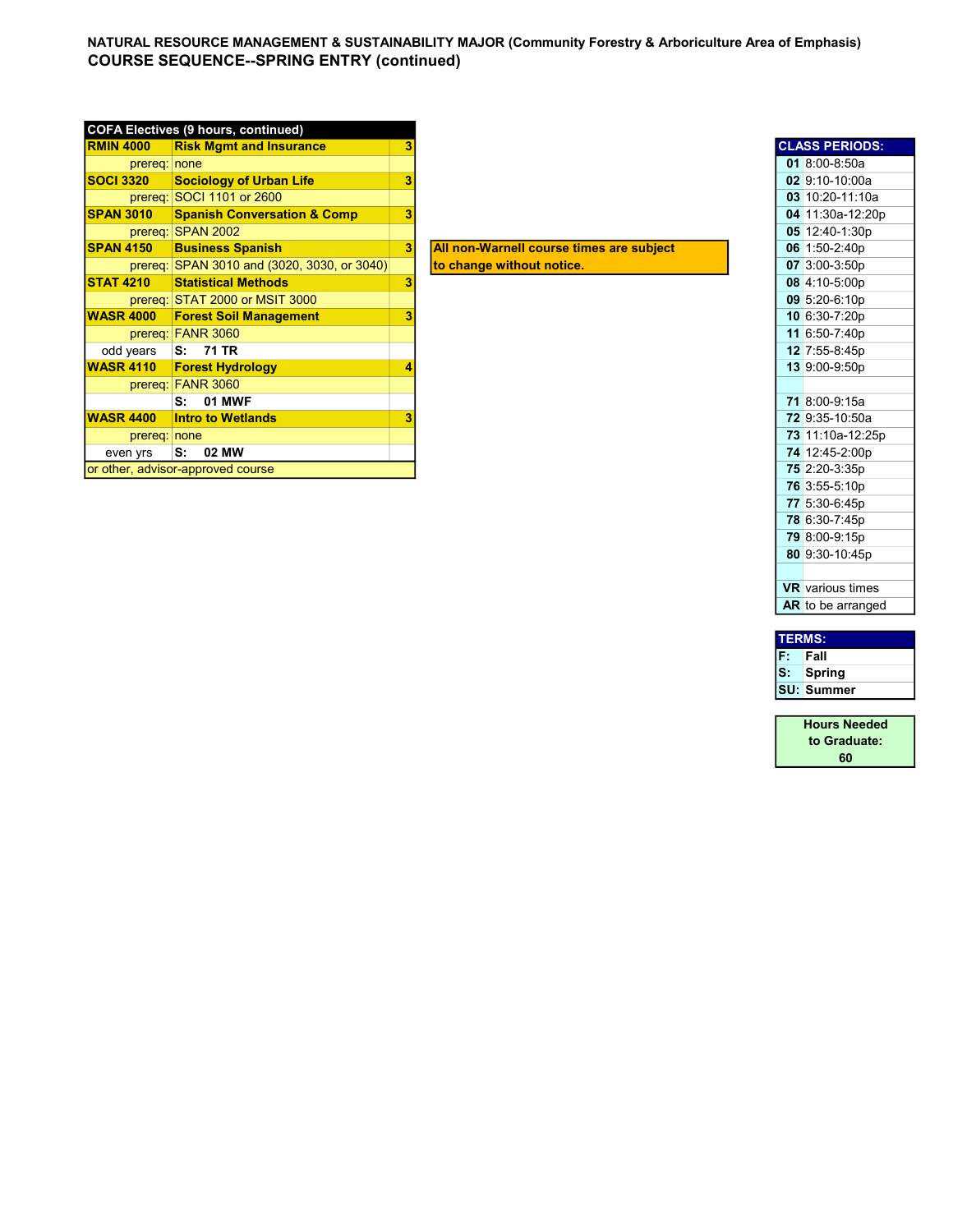**NATURAL RESOURCE MANAGEMENT & SUSTAINABILITY MAJOR (Community Forestry & Arboriculture Area of Emphasis)**
**COURSE SEQUENCE--SPRING ENTRY (continued)**

| COFA Electives (9 hours, continued) | | |
|---|---|---|
| **RMIN 4000** | **Risk Mgmt and Insurance** | **3** |
| prereq: | none | |
| **SOCI 3320** | **Sociology of Urban Life** | **3** |
| prereq: | SOCI 1101 or 2600 | |
| **SPAN 3010** | **Spanish Conversation & Comp** | **3** |
| prereq: | SPAN 2002 | |
| **SPAN 4150** | **Business Spanish** | **3** |
| prereq: | SPAN 3010 and (3020, 3030, or 3040) | |
| **STAT 4210** | **Statistical Methods** | **3** |
| prereq: | STAT 2000 or MSIT 3000 | |
| **WASR 4000** | **Forest Soil Management** | **3** |
| prereq: | FANR 3060 | |
| odd years | **S: 71 TR** | |
| **WASR 4110** | **Forest Hydrology** | **4** |
| prereq: | FANR 3060 | |
| | **S: 01 MWF** | |
| **WASR 4400** | **Intro to Wetlands** | **3** |
| prereq: | none | |
| even yrs | **S: 02 MW** | |
| or other, advisor-approved course | | |

**All non-Warnell course times are subject to change without notice.**

| CLASS PERIODS: | |
|---|---|
| **01** | 8:00-8:50a |
| **02** | 9:10-10:00a |
| **03** | 10:20-11:10a |
| **04** | 11:30a-12:20p |
| **05** | 12:40-1:30p |
| **06** | 1:50-2:40p |
| **07** | 3:00-3:50p |
| **08** | 4:10-5:00p |
| **09** | 5:20-6:10p |
| **10** | 6:30-7:20p |
| **11** | 6:50-7:40p |
| **12** | 7:55-8:45p |
| **13** | 9:00-9:50p |
| | |
| **71** | 8:00-9:15a |
| **72** | 9:35-10:50a |
| **73** | 11:10a-12:25p |
| **74** | 12:45-2:00p |
| **75** | 2:20-3:35p |
| **76** | 3:55-5:10p |
| **77** | 5:30-6:45p |
| **78** | 6:30-7:45p |
| **79** | 8:00-9:15p |
| **80** | 9:30-10:45p |
| | |
| **VR** | various times |
| **AR** | to be arranged |

| TERMS: | |
|---|---|
| **F:** | **Fall** |
| **S:** | **Spring** |
| **SU:** | **Summer** |

**Hours Needed to Graduate: 60**